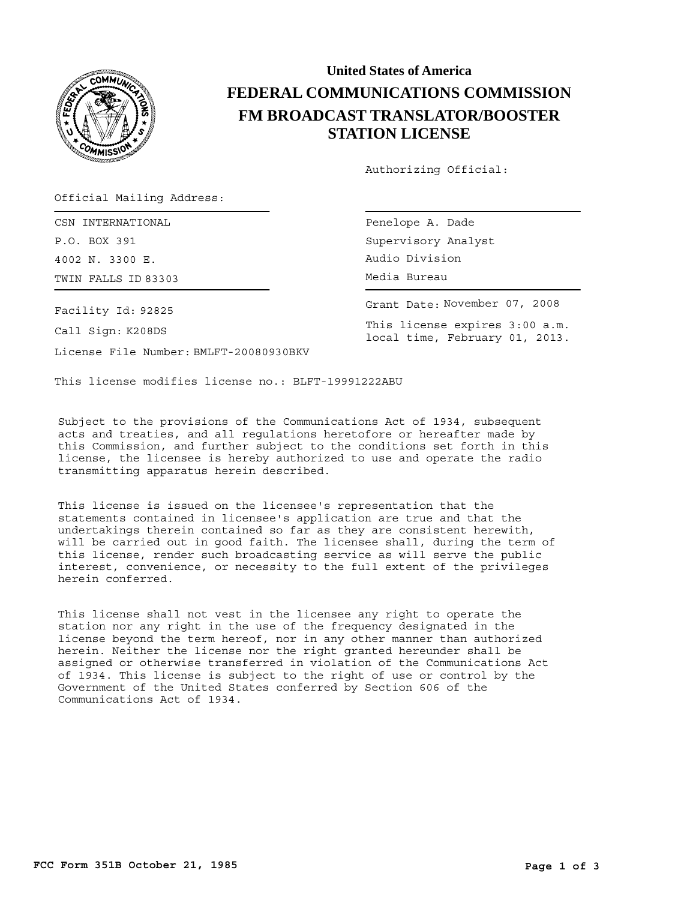**United States of America**

# FEDERAL COMMUNICATIONS COMMISSION

## FM BROADCAST TRANSLATOR/BOOSTER STATION LICENSE

Authorizing Official:

Official Mailing Address:

CSN INTERNATIONAL
P.O. BOX 391
4002 N. 3300 E.
TWIN FALLS ID 83303

Penelope A. Dade
Supervisory Analyst
Audio Division
Media Bureau

Facility Id: 92825

Call Sign: K208DS

License File Number: BMLFT-20080930BKV

Grant Date: November 07, 2008

This license expires 3:00 a.m. local time, February 01, 2013.

This license modifies license no.: BLFT-19991222ABU

Subject to the provisions of the Communications Act of 1934, subsequent acts and treaties, and all regulations heretofore or hereafter made by this Commission, and further subject to the conditions set forth in this license, the licensee is hereby authorized to use and operate the radio transmitting apparatus herein described.

This license is issued on the licensee's representation that the statements contained in licensee's application are true and that the undertakings therein contained so far as they are consistent herewith, will be carried out in good faith. The licensee shall, during the term of this license, render such broadcasting service as will serve the public interest, convenience, or necessity to the full extent of the privileges herein conferred.

This license shall not vest in the licensee any right to operate the station nor any right in the use of the frequency designated in the license beyond the term hereof, nor in any other manner than authorized herein. Neither the license nor the right granted hereunder shall be assigned or otherwise transferred in violation of the Communications Act of 1934. This license is subject to the right of use or control by the Government of the United States conferred by Section 606 of the Communications Act of 1934.

FCC Form 351B October 21, 1985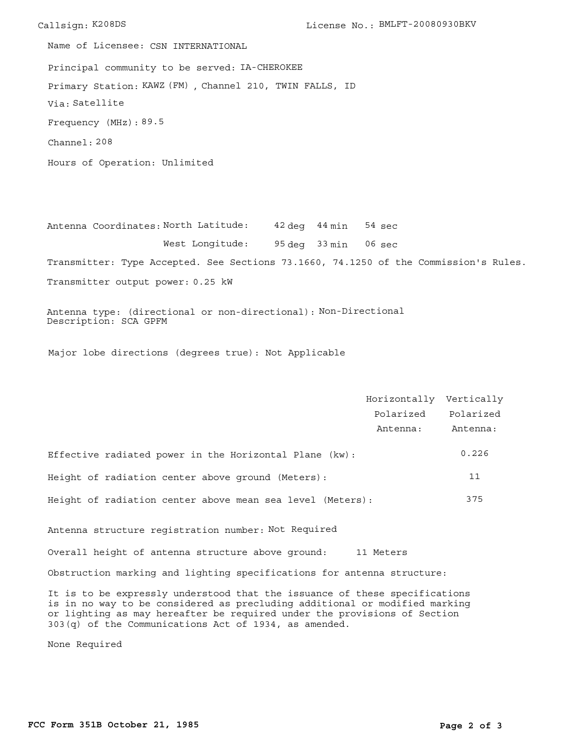Callsign: K208DS License No.: BMLFT-20080930BKV

Name of Licensee: CSN INTERNATIONAL

Principal community to be served: IA-CHEROKEE

Primary Station: KAWZ (FM) , Channel 210, TWIN FALLS, ID

Via: Satellite

Frequency (MHz): 89.5

Channel: 208

Hours of Operation: Unlimited

Antenna Coordinates: North Latitude: 42 deg 44 min 54 sec

West Longitude: 95 deg 33 min 06 sec

Transmitter: Type Accepted. See Sections 73.1660, 74.1250 of the Commission's Rules.

Transmitter output power: 0.25 kW

Antenna type: (directional or non-directional): Non-Directional
Description: SCA GPFM

Major lobe directions (degrees true): Not Applicable

| | Horizontally Polarized Antenna: | Vertically Polarized Antenna: |
|---|---|---|
| Effective radiated power in the Horizontal Plane (kw): | | 0.226 |
| Height of radiation center above ground (Meters): | | 11 |
| Height of radiation center above mean sea level (Meters): | | 375 |

Antenna structure registration number: Not Required

Overall height of antenna structure above ground: 11 Meters

Obstruction marking and lighting specifications for antenna structure:

It is to be expressly understood that the issuance of these specifications is in no way to be considered as precluding additional or modified marking or lighting as may hereafter be required under the provisions of Section 303(q) of the Communications Act of 1934, as amended.

None Required

**FCC Form 351B October 21, 1985**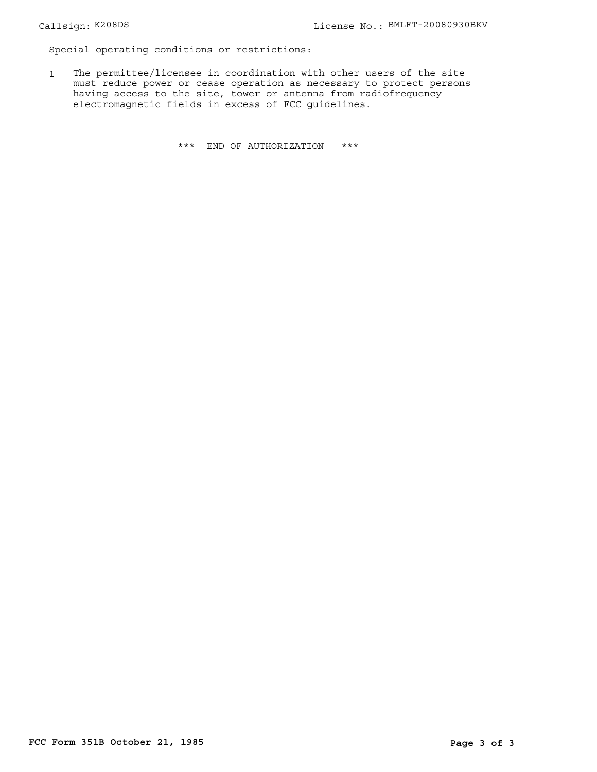Callsign: K208DS    License No.: BMLFT-20080930BKV

Special operating conditions or restrictions:

1. The permittee/licensee in coordination with other users of the site must reduce power or cease operation as necessary to protect persons having access to the site, tower or antenna from radiofrequency electromagnetic fields in excess of FCC guidelines.

*** END OF AUTHORIZATION ***

**FCC Form 351B October 21, 1985**